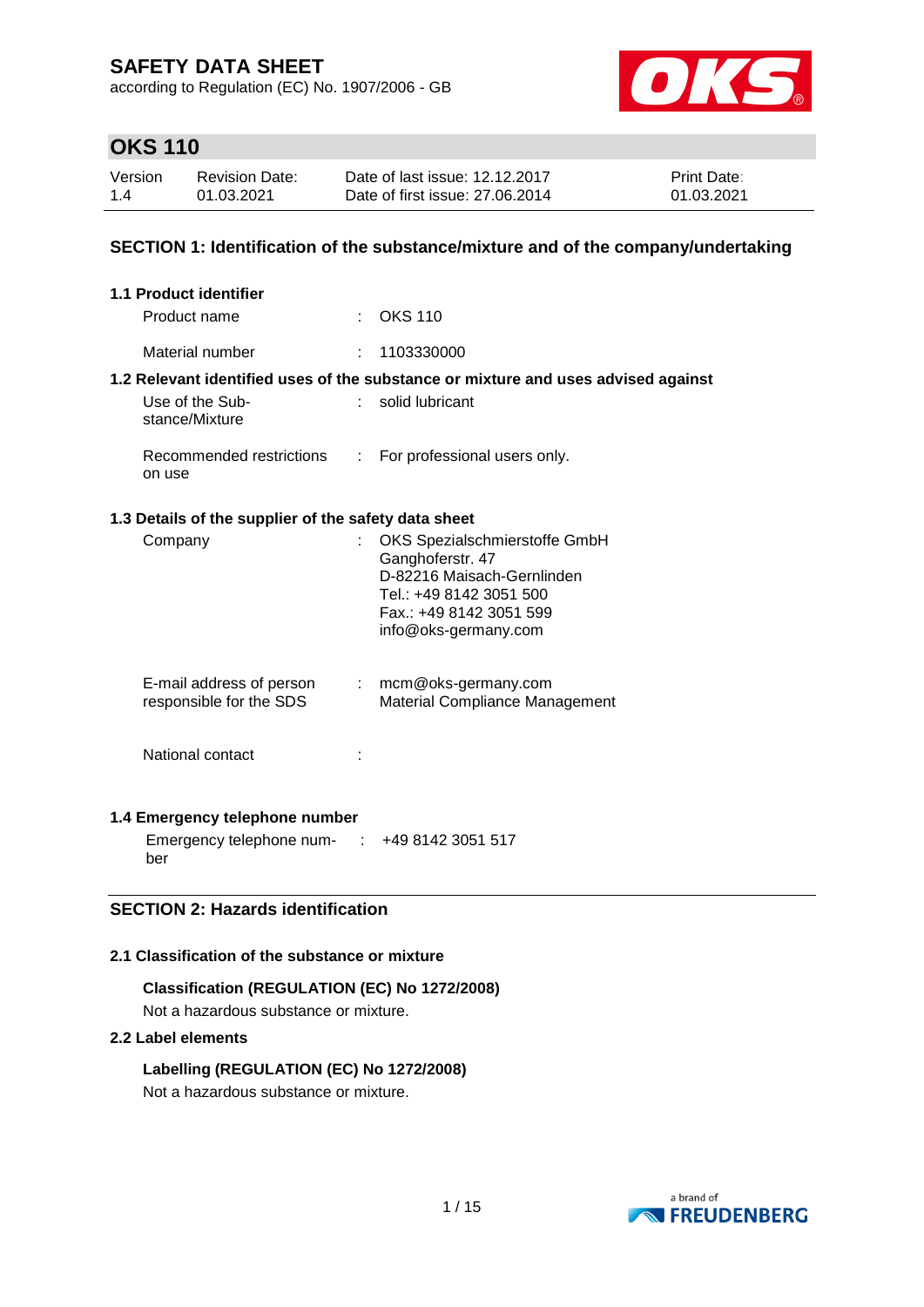# SAFETY DATA SHEET

according to Regulation (EC) No. 1907/2006 - GB

## OKS 110

| Version | Revision Date: | Date of last issue: 12.12.2017 | Print Date: |
|---|---|---|---|
| 1.4 | 01.03.2021 | Date of first issue: 27.06.2014 | 01.03.2021 |

## SECTION 1: Identification of the substance/mixture and of the company/undertaking

### 1.1 Product identifier

| | | |
|---|---|---|
| Product name | : | OKS 110 |
| Material number | : | 1103330000 |

### 1.2 Relevant identified uses of the substance or mixture and uses advised against

| | | |
|---|---|---|
| Use of the Substance/Mixture | : | solid lubricant |
| Recommended restrictions on use | : | For professional users only. |

### 1.3 Details of the supplier of the safety data sheet

| | | |
|---|---|---|
| Company | : | OKS Spezialschmierstoffe GmbH<br>Ganghoferstr. 47<br>D-82216 Maisach-Gernlinden<br>Tel.: +49 8142 3051 500<br>Fax.: +49 8142 3051 599<br>info@oks-germany.com |
| E-mail address of person responsible for the SDS | : | mcm@oks-germany.com<br>Material Compliance Management |
| National contact | : | |

### 1.4 Emergency telephone number

| | | |
|---|---|---|
| Emergency telephone number | : | +49 8142 3051 517 |

## SECTION 2: Hazards identification

### 2.1 Classification of the substance or mixture

**Classification (REGULATION (EC) No 1272/2008)**

Not a hazardous substance or mixture.

### 2.2 Label elements

**Labelling (REGULATION (EC) No 1272/2008)**

Not a hazardous substance or mixture.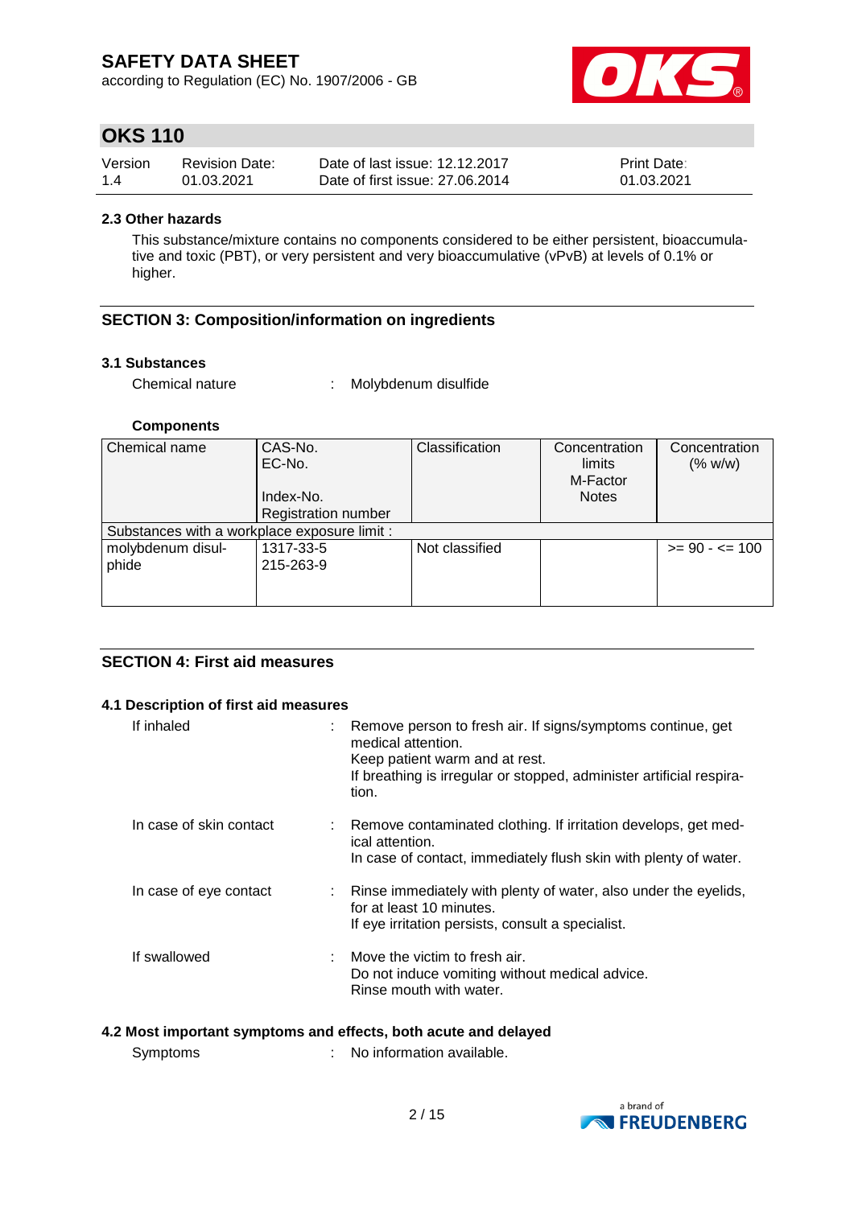#### 2.3 Other hazards

This substance/mixture contains no components considered to be either persistent, bioaccumulative and toxic (PBT), or very persistent and very bioaccumulative (vPvB) at levels of 0.1% or higher.

## SECTION 3: Composition/information on ingredients

#### 3.1 Substances

Chemical nature : Molybdenum disulfide

**Components**

| Chemical name | CAS-No.<br>EC-No.<br>Index-No.<br>Registration number | Classification | Concentration limits<br>M-Factor<br>Notes | Concentration (% w/w) |
|---|---|---|---|---|
| Substances with a workplace exposure limit : | | | | |
| molybdenum disulphide | 1317-33-5<br>215-263-9 | Not classified | | >= 90 - <= 100 |

## SECTION 4: First aid measures

#### 4.1 Description of first aid measures

If inhaled : Remove person to fresh air. If signs/symptoms continue, get medical attention.
Keep patient warm and at rest.
If breathing is irregular or stopped, administer artificial respiration.

In case of skin contact : Remove contaminated clothing. If irritation develops, get medical attention.
In case of contact, immediately flush skin with plenty of water.

In case of eye contact : Rinse immediately with plenty of water, also under the eyelids, for at least 10 minutes.
If eye irritation persists, consult a specialist.

If swallowed : Move the victim to fresh air.
Do not induce vomiting without medical advice.
Rinse mouth with water.

#### 4.2 Most important symptoms and effects, both acute and delayed

Symptoms : No information available.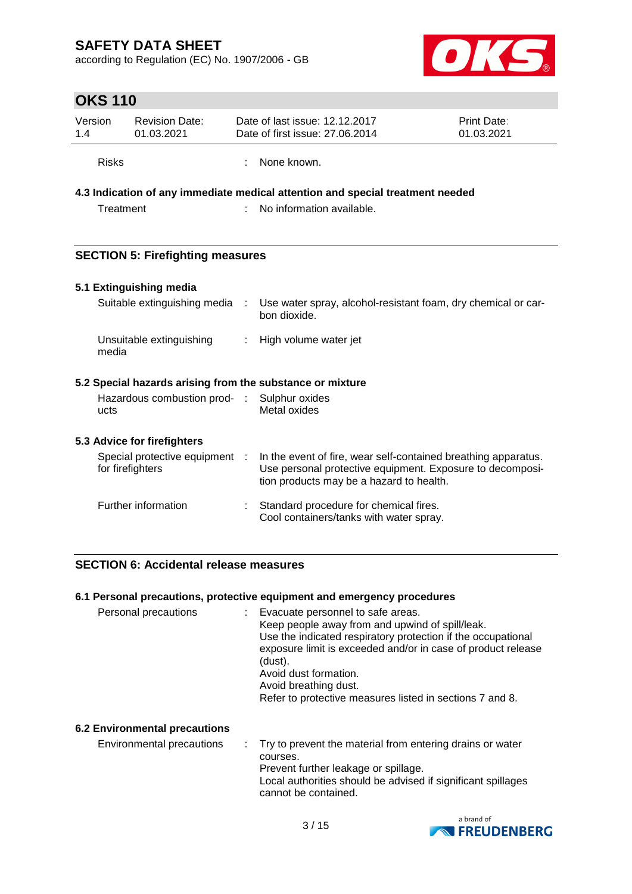| | | |
|---|---|---|
| Risks | : | None known. |

**4.3 Indication of any immediate medical attention and special treatment needed**

| | | |
|---|---|---|
| Treatment | : | No information available. |

## SECTION 5: Firefighting measures

**5.1 Extinguishing media**

| | | |
|---|---|---|
| Suitable extinguishing media | : | Use water spray, alcohol-resistant foam, dry chemical or carbon dioxide. |
| Unsuitable extinguishing media | : | High volume water jet |

**5.2 Special hazards arising from the substance or mixture**

| | | |
|---|---|---|
| Hazardous combustion products | : | Sulphur oxides<br>Metal oxides |

**5.3 Advice for firefighters**

| | | |
|---|---|---|
| Special protective equipment for firefighters | : | In the event of fire, wear self-contained breathing apparatus. Use personal protective equipment. Exposure to decomposition products may be a hazard to health. |
| Further information | : | Standard procedure for chemical fires.<br>Cool containers/tanks with water spray. |

## SECTION 6: Accidental release measures

**6.1 Personal precautions, protective equipment and emergency procedures**

| | | |
|---|---|---|
| Personal precautions | : | Evacuate personnel to safe areas.<br>Keep people away from and upwind of spill/leak.<br>Use the indicated respiratory protection if the occupational exposure limit is exceeded and/or in case of product release (dust).<br>Avoid dust formation.<br>Avoid breathing dust.<br>Refer to protective measures listed in sections 7 and 8. |

**6.2 Environmental precautions**

| | | |
|---|---|---|
| Environmental precautions | : | Try to prevent the material from entering drains or water courses.<br>Prevent further leakage or spillage.<br>Local authorities should be advised if significant spillages cannot be contained. |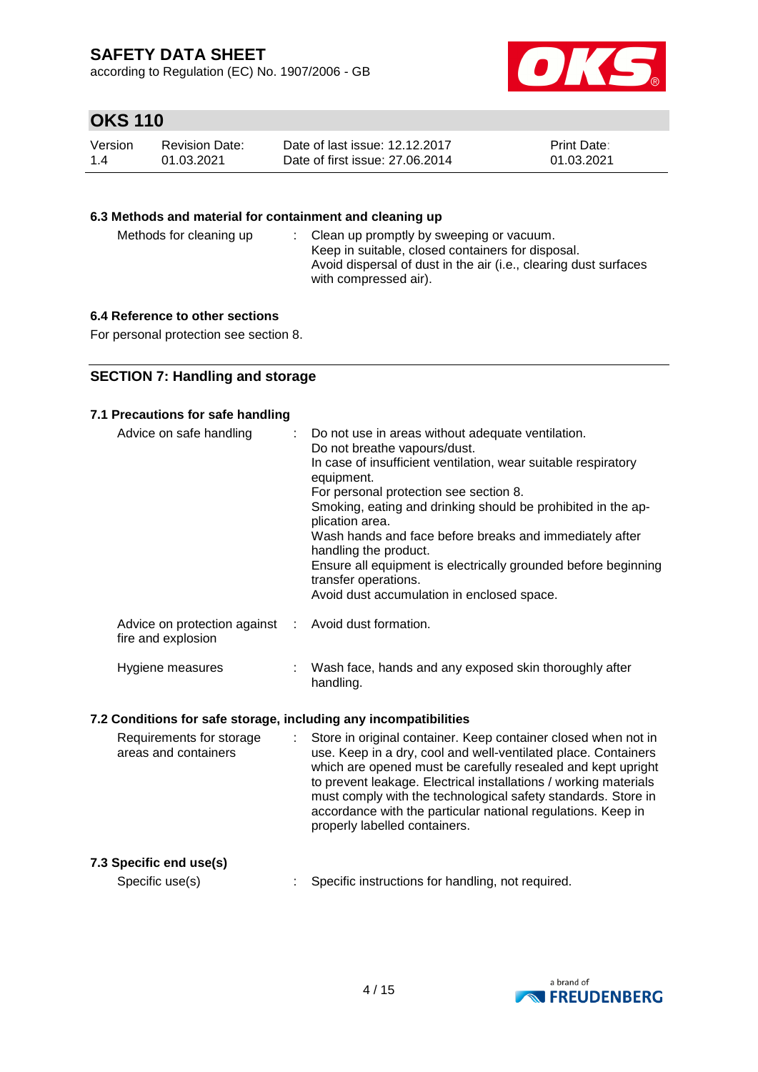### 6.3 Methods and material for containment and cleaning up

| | |
|---|---|
| Methods for cleaning up | Clean up promptly by sweeping or vacuum. Keep in suitable, closed containers for disposal. Avoid dispersal of dust in the air (i.e., clearing dust surfaces with compressed air). |

### 6.4 Reference to other sections

For personal protection see section 8.

## SECTION 7: Handling and storage

### 7.1 Precautions for safe handling

| | |
|---|---|
| Advice on safe handling | Do not use in areas without adequate ventilation.<br>Do not breathe vapours/dust.<br>In case of insufficient ventilation, wear suitable respiratory equipment.<br>For personal protection see section 8.<br>Smoking, eating and drinking should be prohibited in the application area.<br>Wash hands and face before breaks and immediately after handling the product.<br>Ensure all equipment is electrically grounded before beginning transfer operations.<br>Avoid dust accumulation in enclosed space. |
| Advice on protection against fire and explosion | Avoid dust formation. |
| Hygiene measures | Wash face, hands and any exposed skin thoroughly after handling. |

### 7.2 Conditions for safe storage, including any incompatibilities

| | |
|---|---|
| Requirements for storage areas and containers | Store in original container. Keep container closed when not in use. Keep in a dry, cool and well-ventilated place. Containers which are opened must be carefully resealed and kept upright to prevent leakage. Electrical installations / working materials must comply with the technological safety standards. Store in accordance with the particular national regulations. Keep in properly labelled containers. |

### 7.3 Specific end use(s)

| | |
|---|---|
| Specific use(s) | Specific instructions for handling, not required. |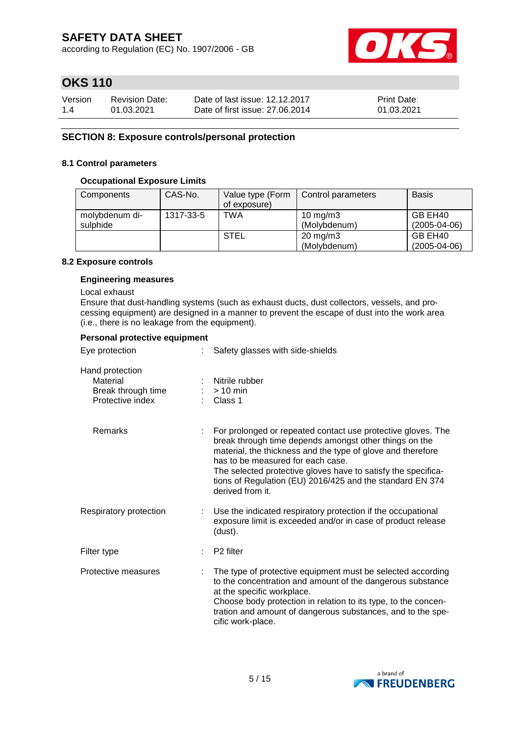## SECTION 8: Exposure controls/personal protection

### 8.1 Control parameters

#### Occupational Exposure Limits

| Components | CAS-No. | Value type (Form of exposure) | Control parameters | Basis |
|---|---|---|---|---|
| molybdenum di-sulphide | 1317-33-5 | TWA | 10 mg/m3 (Molybdenum) | GB EH40 (2005-04-06) |
| | | STEL | 20 mg/m3 (Molybdenum) | GB EH40 (2005-04-06) |

### 8.2 Exposure controls

#### Engineering measures

Local exhaust
Ensure that dust-handling systems (such as exhaust ducts, dust collectors, vessels, and processing equipment) are designed in a manner to prevent the escape of dust into the work area (i.e., there is no leakage from the equipment).

#### Personal protective equipment

Eye protection : Safety glasses with side-shields

Hand protection
- Material : Nitrile rubber
- Break through time : > 10 min
- Protective index : Class 1

Remarks : For prolonged or repeated contact use protective gloves. The break through time depends amongst other things on the material, the thickness and the type of glove and therefore has to be measured for each case.
The selected protective gloves have to satisfy the specifications of Regulation (EU) 2016/425 and the standard EN 374 derived from it.

Respiratory protection : Use the indicated respiratory protection if the occupational exposure limit is exceeded and/or in case of product release (dust).

Filter type : P2 filter

Protective measures : The type of protective equipment must be selected according to the concentration and amount of the dangerous substance at the specific workplace.
Choose body protection in relation to its type, to the concentration and amount of dangerous substances, and to the specific work-place.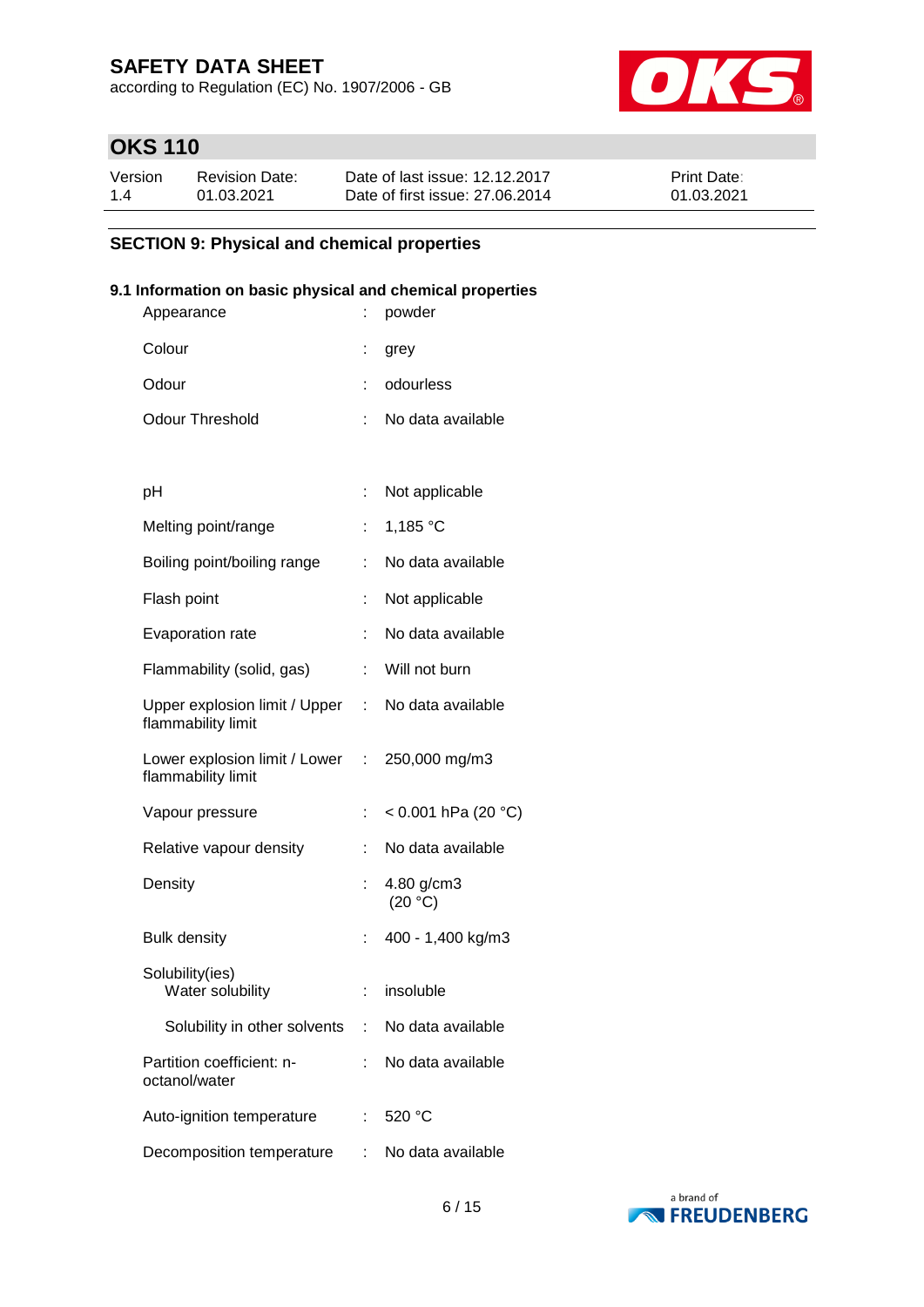## SECTION 9: Physical and chemical properties

### 9.1 Information on basic physical and chemical properties

| | | |
|---|---|---|
| Appearance | : | powder |
| Colour | : | grey |
| Odour | : | odourless |
| Odour Threshold | : | No data available |
| pH | : | Not applicable |
| Melting point/range | : | 1,185 °C |
| Boiling point/boiling range | : | No data available |
| Flash point | : | Not applicable |
| Evaporation rate | : | No data available |
| Flammability (solid, gas) | : | Will not burn |
| Upper explosion limit / Upper flammability limit | : | No data available |
| Lower explosion limit / Lower flammability limit | : | 250,000 mg/m3 |
| Vapour pressure | : | < 0.001 hPa (20 °C) |
| Relative vapour density | : | No data available |
| Density | : | 4.80 g/cm3 (20 °C) |
| Bulk density | : | 400 - 1,400 kg/m3 |
| Solubility(ies) Water solubility | : | insoluble |
| Solubility in other solvents | : | No data available |
| Partition coefficient: n-octanol/water | : | No data available |
| Auto-ignition temperature | : | 520 °C |
| Decomposition temperature | : | No data available |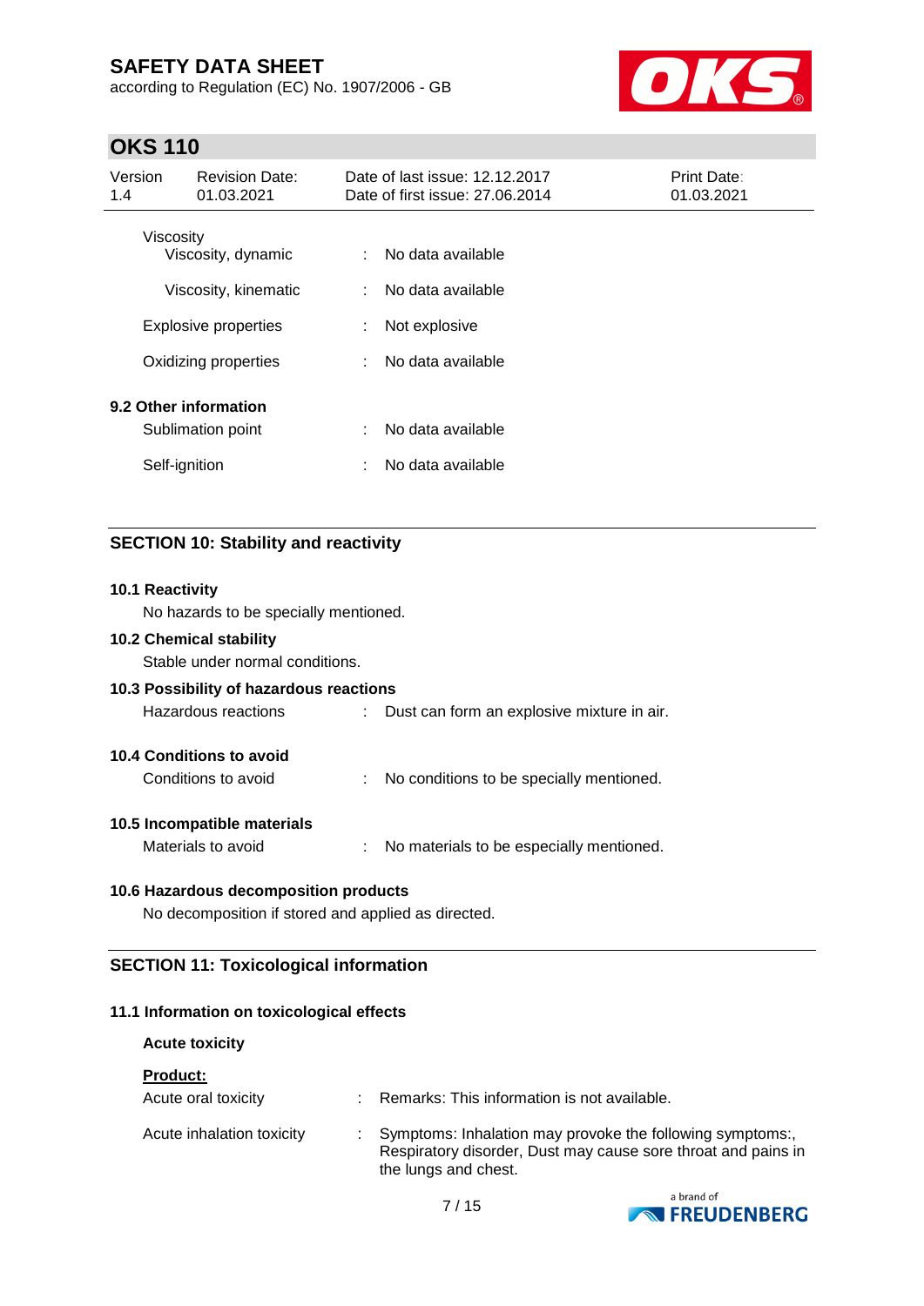Viscosity

| | | |
|---|---|---|
| Viscosity, dynamic | : | No data available |
| Viscosity, kinematic | : | No data available |
| Explosive properties | : | Not explosive |
| Oxidizing properties | : | No data available |

**9.2 Other information**

| | | |
|---|---|---|
| Sublimation point | : | No data available |
| Self-ignition | : | No data available |

## SECTION 10: Stability and reactivity

**10.1 Reactivity**

No hazards to be specially mentioned.

**10.2 Chemical stability**

Stable under normal conditions.

**10.3 Possibility of hazardous reactions**

| | | |
|---|---|---|
| Hazardous reactions | : | Dust can form an explosive mixture in air. |

**10.4 Conditions to avoid**

| | | |
|---|---|---|
| Conditions to avoid | : | No conditions to be specially mentioned. |

**10.5 Incompatible materials**

| | | |
|---|---|---|
| Materials to avoid | : | No materials to be especially mentioned. |

**10.6 Hazardous decomposition products**

No decomposition if stored and applied as directed.

## SECTION 11: Toxicological information

**11.1 Information on toxicological effects**

**Acute toxicity**

**Product:**

| | | |
|---|---|---|
| Acute oral toxicity | : | Remarks: This information is not available. |
| Acute inhalation toxicity | : | Symptoms: Inhalation may provoke the following symptoms:, Respiratory disorder, Dust may cause sore throat and pains in the lungs and chest. |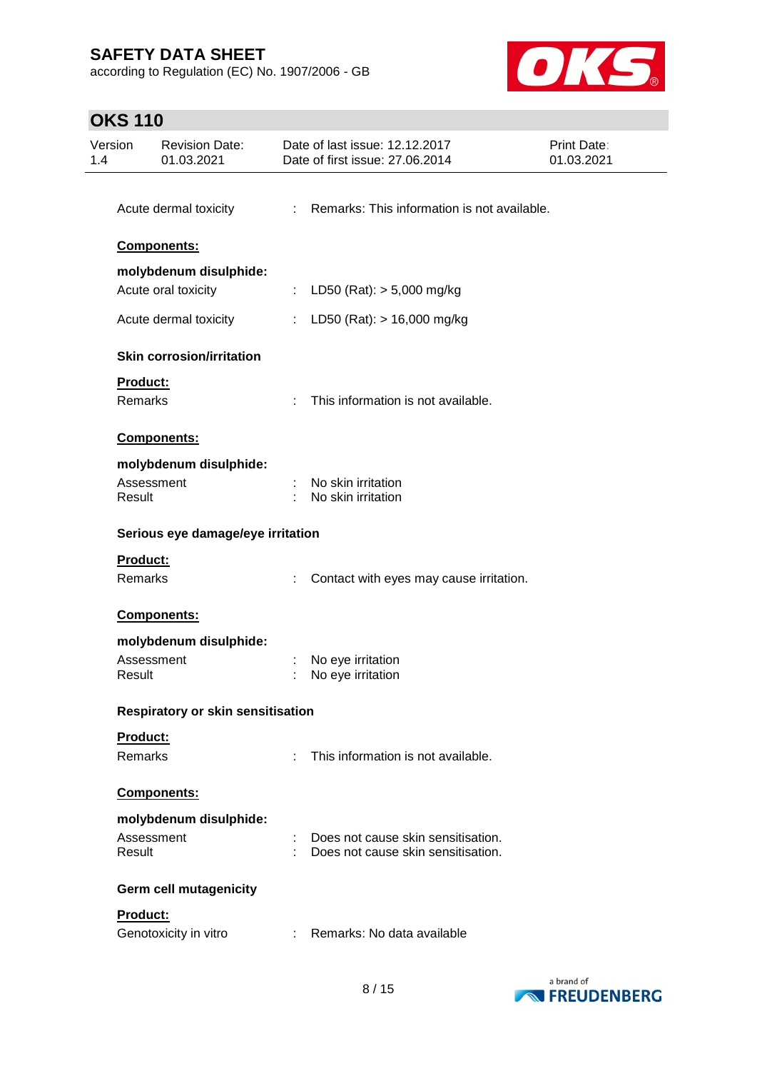Acute dermal toxicity : Remarks: This information is not available.

**Components:**

**molybdenum disulphide:**

Acute oral toxicity : LD50 (Rat): > 5,000 mg/kg

Acute dermal toxicity : LD50 (Rat): > 16,000 mg/kg

**Skin corrosion/irritation**

**Product:**

Remarks : This information is not available.

**Components:**

**molybdenum disulphide:**

Assessment : No skin irritation
Result : No skin irritation

**Serious eye damage/eye irritation**

**Product:**

Remarks : Contact with eyes may cause irritation.

**Components:**

**molybdenum disulphide:**

Assessment : No eye irritation
Result : No eye irritation

**Respiratory or skin sensitisation**

**Product:**

Remarks : This information is not available.

**Components:**

**molybdenum disulphide:**

Assessment : Does not cause skin sensitisation.
Result : Does not cause skin sensitisation.

**Germ cell mutagenicity**

**Product:**

Genotoxicity in vitro : Remarks: No data available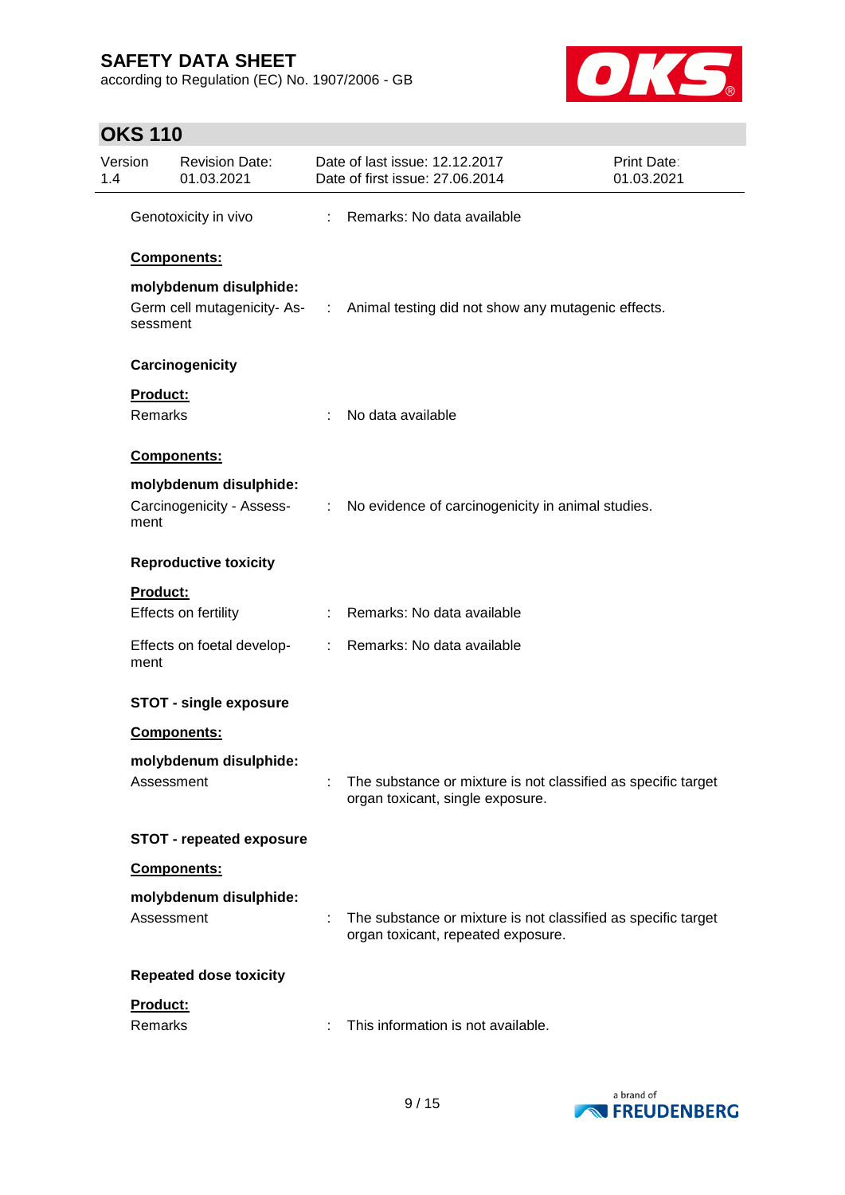Genotoxicity in vivo : Remarks: No data available

**Components:**

**molybdenum disulphide:**

Germ cell mutagenicity- Assessment : Animal testing did not show any mutagenic effects.

**Carcinogenicity**

**Product:**

Remarks : No data available

**Components:**

**molybdenum disulphide:**

Carcinogenicity - Assessment : No evidence of carcinogenicity in animal studies.

**Reproductive toxicity**

**Product:**

Effects on fertility : Remarks: No data available

Effects on foetal development : Remarks: No data available

**STOT - single exposure**

**Components:**

**molybdenum disulphide:**

Assessment : The substance or mixture is not classified as specific target organ toxicant, single exposure.

**STOT - repeated exposure**

**Components:**

**molybdenum disulphide:**

Assessment : The substance or mixture is not classified as specific target organ toxicant, repeated exposure.

**Repeated dose toxicity**

**Product:**

Remarks : This information is not available.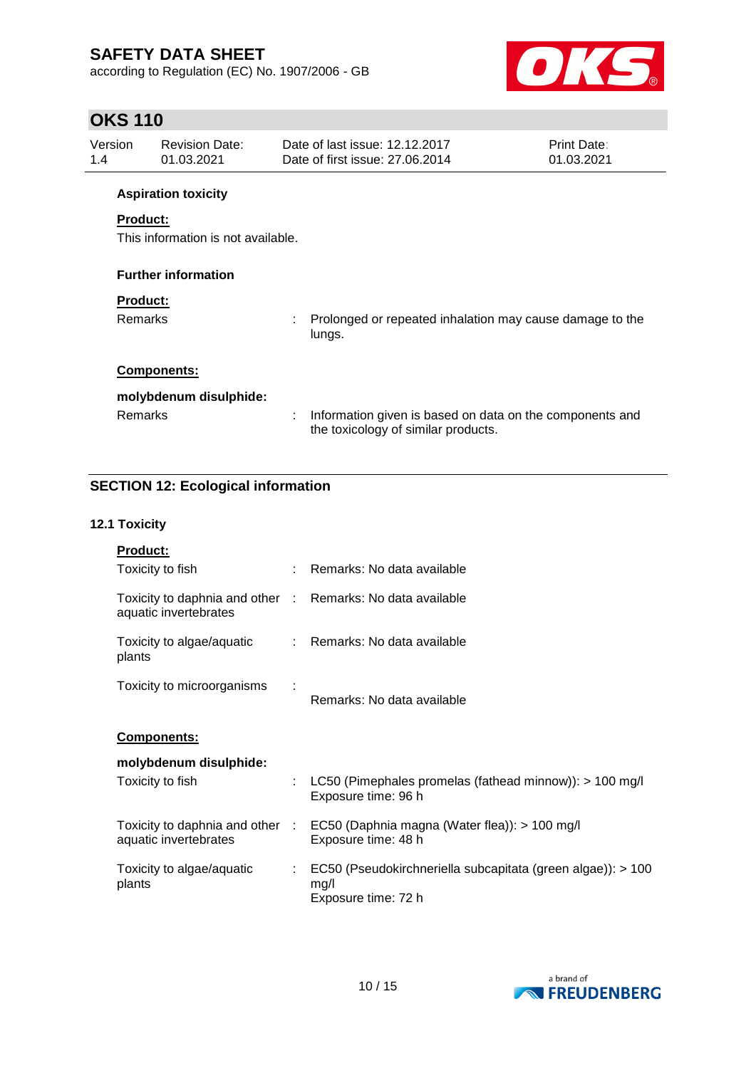**Aspiration toxicity**

**Product:**

This information is not available.

**Further information**

**Product:**

| | | |
|---|---|---|
| Remarks | : | Prolonged or repeated inhalation may cause damage to the lungs. |

**Components:**

**molybdenum disulphide:**

| | | |
|---|---|---|
| Remarks | : | Information given is based on data on the components and the toxicology of similar products. |

## SECTION 12: Ecological information

### 12.1 Toxicity

**Product:**

| | | |
|---|---|---|
| Toxicity to fish | : | Remarks: No data available |
| Toxicity to daphnia and other aquatic invertebrates | : | Remarks: No data available |
| Toxicity to algae/aquatic plants | : | Remarks: No data available |
| Toxicity to microorganisms | : | Remarks: No data available |

**Components:**

**molybdenum disulphide:**

| | | |
|---|---|---|
| Toxicity to fish | : | LC50 (Pimephales promelas (fathead minnow)): > 100 mg/l<br>Exposure time: 96 h |
| Toxicity to daphnia and other aquatic invertebrates | : | EC50 (Daphnia magna (Water flea)): > 100 mg/l<br>Exposure time: 48 h |
| Toxicity to algae/aquatic plants | : | EC50 (Pseudokirchneriella subcapitata (green algae)): > 100 mg/l<br>Exposure time: 72 h |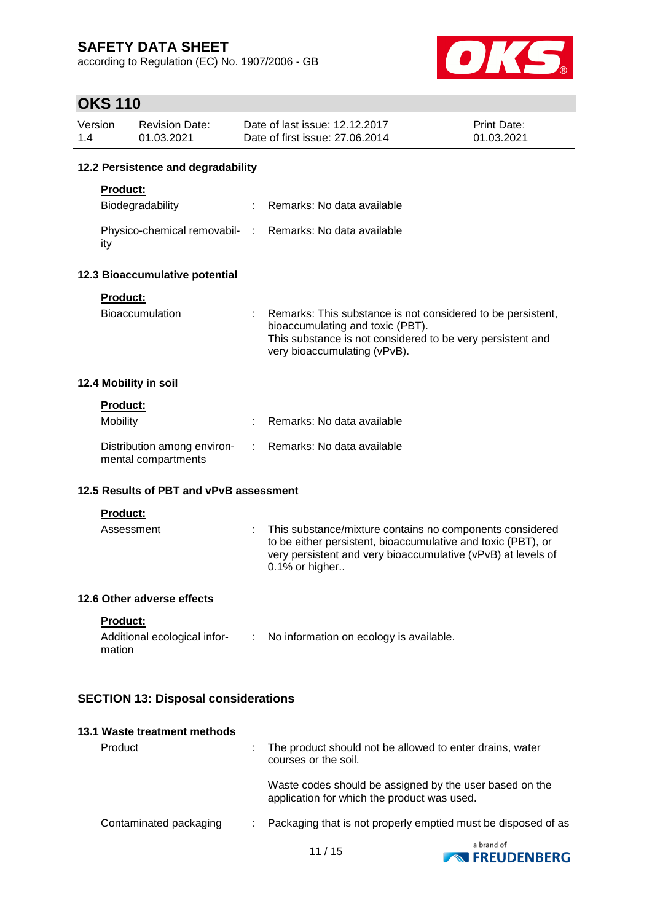### 12.2 Persistence and degradability

**Product:**

| | | |
|---|---|---|
| Biodegradability | : | Remarks: No data available |
| Physico-chemical removability | : | Remarks: No data available |

### 12.3 Bioaccumulative potential

**Product:**

| | | |
|---|---|---|
| Bioaccumulation | : | Remarks: This substance is not considered to be persistent, bioaccumulating and toxic (PBT). This substance is not considered to be very persistent and very bioaccumulating (vPvB). |

### 12.4 Mobility in soil

**Product:**

| | | |
|---|---|---|
| Mobility | : | Remarks: No data available |
| Distribution among environmental compartments | : | Remarks: No data available |

### 12.5 Results of PBT and vPvB assessment

**Product:**

| | | |
|---|---|---|
| Assessment | : | This substance/mixture contains no components considered to be either persistent, bioaccumulative and toxic (PBT), or very persistent and very bioaccumulative (vPvB) at levels of 0.1% or higher.. |

### 12.6 Other adverse effects

**Product:**

| | | |
|---|---|---|
| Additional ecological information | : | No information on ecology is available. |

## SECTION 13: Disposal considerations

### 13.1 Waste treatment methods

| | | |
|---|---|---|
| Product | : | The product should not be allowed to enter drains, water courses or the soil.<br><br>Waste codes should be assigned by the user based on the application for which the product was used. |
| Contaminated packaging | : | Packaging that is not properly emptied must be disposed of as |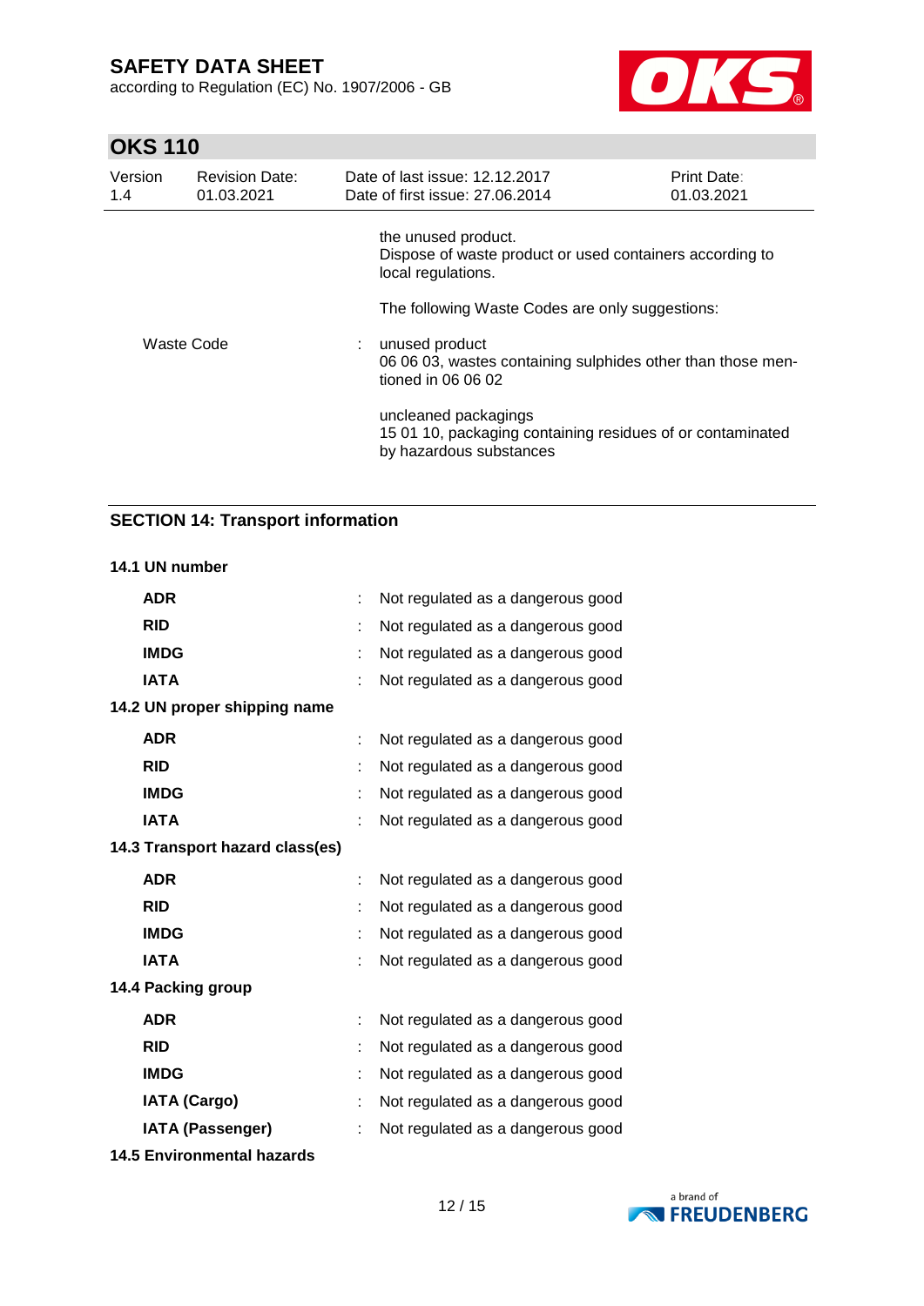the unused product.
Dispose of waste product or used containers according to local regulations.

The following Waste Codes are only suggestions:

| | |
|---|---|
| Waste Code | : unused product<br>06 06 03, wastes containing sulphides other than those mentioned in 06 06 02<br><br>uncleaned packagings<br>15 01 10, packaging containing residues of or contaminated by hazardous substances |

## SECTION 14: Transport information

**14.1 UN number**

| | |
|---|---|
| **ADR** | : Not regulated as a dangerous good |
| **RID** | : Not regulated as a dangerous good |
| **IMDG** | : Not regulated as a dangerous good |
| **IATA** | : Not regulated as a dangerous good |

**14.2 UN proper shipping name**

| | |
|---|---|
| **ADR** | : Not regulated as a dangerous good |
| **RID** | : Not regulated as a dangerous good |
| **IMDG** | : Not regulated as a dangerous good |
| **IATA** | : Not regulated as a dangerous good |

**14.3 Transport hazard class(es)**

| | |
|---|---|
| **ADR** | : Not regulated as a dangerous good |
| **RID** | : Not regulated as a dangerous good |
| **IMDG** | : Not regulated as a dangerous good |
| **IATA** | : Not regulated as a dangerous good |

**14.4 Packing group**

| | |
|---|---|
| **ADR** | : Not regulated as a dangerous good |
| **RID** | : Not regulated as a dangerous good |
| **IMDG** | : Not regulated as a dangerous good |
| **IATA (Cargo)** | : Not regulated as a dangerous good |
| **IATA (Passenger)** | : Not regulated as a dangerous good |

**14.5 Environmental hazards**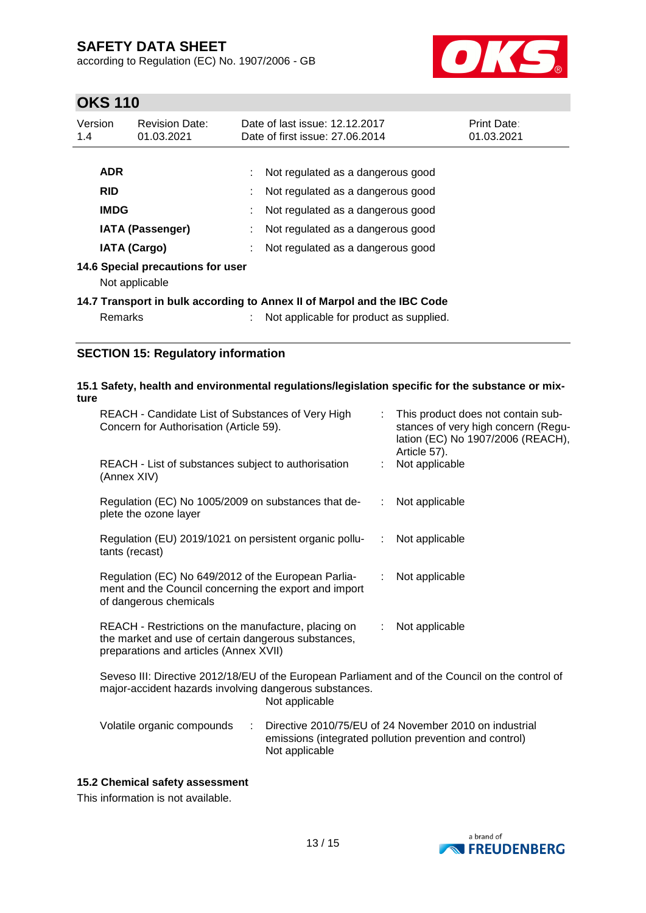| | | |
|---|---|---|
| **ADR** | : | Not regulated as a dangerous good |
| **RID** | : | Not regulated as a dangerous good |
| **IMDG** | : | Not regulated as a dangerous good |
| **IATA (Passenger)** | : | Not regulated as a dangerous good |
| **IATA (Cargo)** | : | Not regulated as a dangerous good |

### 14.6 Special precautions for user

Not applicable

### 14.7 Transport in bulk according to Annex II of Marpol and the IBC Code

Remarks : Not applicable for product as supplied.

## SECTION 15: Regulatory information

### 15.1 Safety, health and environmental regulations/legislation specific for the substance or mixture

| | | |
|---|---|---|
| REACH - Candidate List of Substances of Very High Concern for Authorisation (Article 59). | : | This product does not contain substances of very high concern (Regulation (EC) No 1907/2006 (REACH), Article 57). |
| REACH - List of substances subject to authorisation (Annex XIV) | : | Not applicable |
| Regulation (EC) No 1005/2009 on substances that deplete the ozone layer | : | Not applicable |
| Regulation (EU) 2019/1021 on persistent organic pollutants (recast) | : | Not applicable |
| Regulation (EC) No 649/2012 of the European Parliament and the Council concerning the export and import of dangerous chemicals | : | Not applicable |
| REACH - Restrictions on the manufacture, placing on the market and use of certain dangerous substances, preparations and articles (Annex XVII) | : | Not applicable |

Seveso III: Directive 2012/18/EU of the European Parliament and of the Council on the control of major-accident hazards involving dangerous substances.
Not applicable

Volatile organic compounds : Directive 2010/75/EU of 24 November 2010 on industrial emissions (integrated pollution prevention and control)
Not applicable

### 15.2 Chemical safety assessment

This information is not available.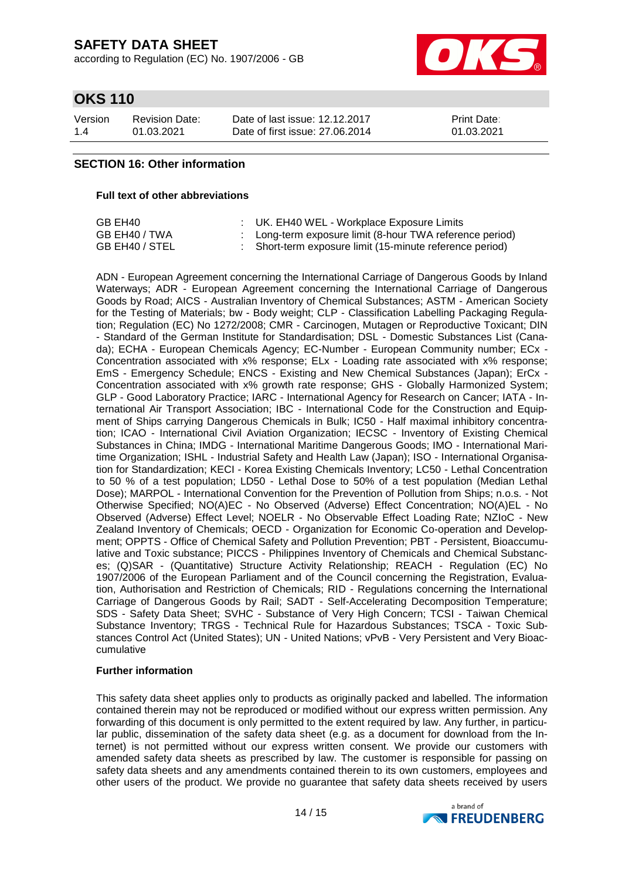## SECTION 16: Other information

**Full text of other abbreviations**

| | | |
|---|---|---|
| GB EH40 | : | UK. EH40 WEL - Workplace Exposure Limits |
| GB EH40 / TWA | : | Long-term exposure limit (8-hour TWA reference period) |
| GB EH40 / STEL | : | Short-term exposure limit (15-minute reference period) |

ADN - European Agreement concerning the International Carriage of Dangerous Goods by Inland Waterways; ADR - European Agreement concerning the International Carriage of Dangerous Goods by Road; AICS - Australian Inventory of Chemical Substances; ASTM - American Society for the Testing of Materials; bw - Body weight; CLP - Classification Labelling Packaging Regulation; Regulation (EC) No 1272/2008; CMR - Carcinogen, Mutagen or Reproductive Toxicant; DIN - Standard of the German Institute for Standardisation; DSL - Domestic Substances List (Canada); ECHA - European Chemicals Agency; EC-Number - European Community number; ECx - Concentration associated with x% response; ELx - Loading rate associated with x% response; EmS - Emergency Schedule; ENCS - Existing and New Chemical Substances (Japan); ErCx - Concentration associated with x% growth rate response; GHS - Globally Harmonized System; GLP - Good Laboratory Practice; IARC - International Agency for Research on Cancer; IATA - International Air Transport Association; IBC - International Code for the Construction and Equipment of Ships carrying Dangerous Chemicals in Bulk; IC50 - Half maximal inhibitory concentration; ICAO - International Civil Aviation Organization; IECSC - Inventory of Existing Chemical Substances in China; IMDG - International Maritime Dangerous Goods; IMO - International Maritime Organization; ISHL - Industrial Safety and Health Law (Japan); ISO - International Organisation for Standardization; KECI - Korea Existing Chemicals Inventory; LC50 - Lethal Concentration to 50 % of a test population; LD50 - Lethal Dose to 50% of a test population (Median Lethal Dose); MARPOL - International Convention for the Prevention of Pollution from Ships; n.o.s. - Not Otherwise Specified; NO(A)EC - No Observed (Adverse) Effect Concentration; NO(A)EL - No Observed (Adverse) Effect Level; NOELR - No Observable Effect Loading Rate; NZIoC - New Zealand Inventory of Chemicals; OECD - Organization for Economic Co-operation and Development; OPPTS - Office of Chemical Safety and Pollution Prevention; PBT - Persistent, Bioaccumulative and Toxic substance; PICCS - Philippines Inventory of Chemicals and Chemical Substances; (Q)SAR - (Quantitative) Structure Activity Relationship; REACH - Regulation (EC) No 1907/2006 of the European Parliament and of the Council concerning the Registration, Evaluation, Authorisation and Restriction of Chemicals; RID - Regulations concerning the International Carriage of Dangerous Goods by Rail; SADT - Self-Accelerating Decomposition Temperature; SDS - Safety Data Sheet; SVHC - Substance of Very High Concern; TCSI - Taiwan Chemical Substance Inventory; TRGS - Technical Rule for Hazardous Substances; TSCA - Toxic Substances Control Act (United States); UN - United Nations; vPvB - Very Persistent and Very Bioaccumulative

**Further information**

This safety data sheet applies only to products as originally packed and labelled. The information contained therein may not be reproduced or modified without our express written permission. Any forwarding of this document is only permitted to the extent required by law. Any further, in particular public, dissemination of the safety data sheet (e.g. as a document for download from the Internet) is not permitted without our express written consent. We provide our customers with amended safety data sheets as prescribed by law. The customer is responsible for passing on safety data sheets and any amendments contained therein to its own customers, employees and other users of the product. We provide no guarantee that safety data sheets received by users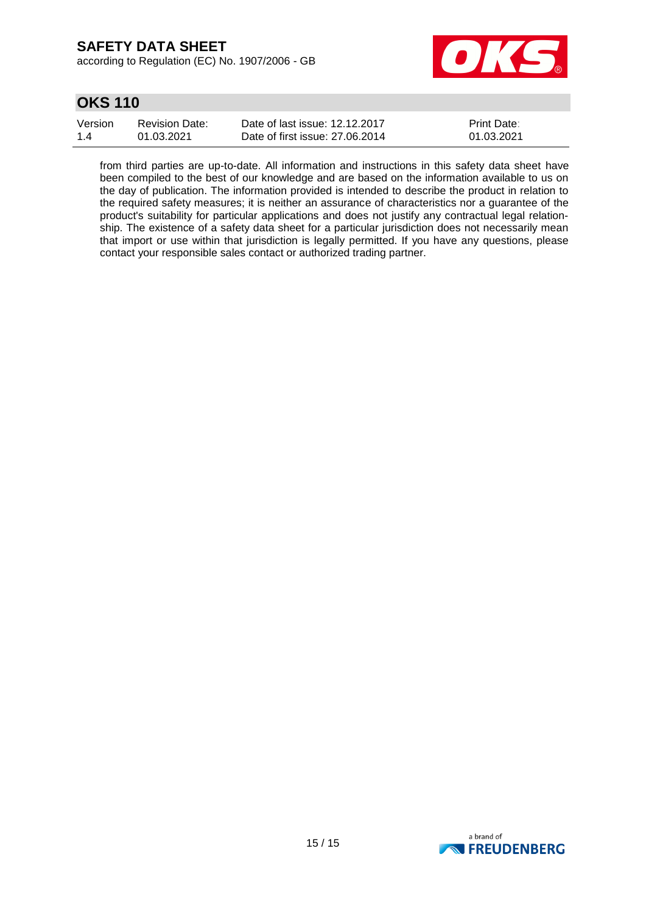from third parties are up-to-date. All information and instructions in this safety data sheet have been compiled to the best of our knowledge and are based on the information available to us on the day of publication. The information provided is intended to describe the product in relation to the required safety measures; it is neither an assurance of characteristics nor a guarantee of the product's suitability for particular applications and does not justify any contractual legal relationship. The existence of a safety data sheet for a particular jurisdiction does not necessarily mean that import or use within that jurisdiction is legally permitted. If you have any questions, please contact your responsible sales contact or authorized trading partner.